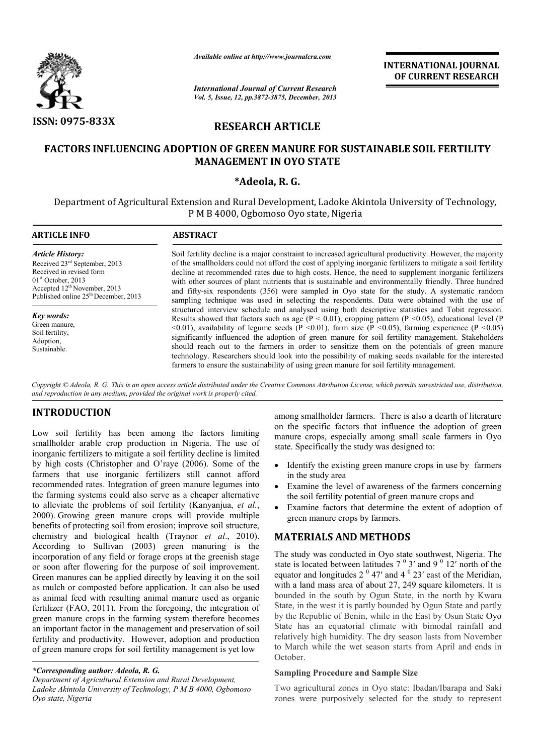# RESEARCH ARTICLE

## FACTORS INFLUENCING ADOPTION OF GREEN MANURE FOR SUSTAINABLE SOIL FERTILITY MANAGEMENT IN OYO STATE

**\*Adeola, R. G.**

Department of Agricultural Extension and Rural Development, Ladoke Akintola University of Technology, P M B 4000, Ogbomoso Oyo state, Nigeria

**ARTICLE INFO**

*Article History:*
Received 23rd September, 2013
Received in revised form 01st October, 2013
Accepted 12th November, 2013
Published online 25th December, 2013

*Key words:*
Green manure,
Soil fertility,
Adoption,
Sustainable.

**ABSTRACT**

Soil fertility decline is a major constraint to increased agricultural productivity. However, the majority of the smallholders could not afford the cost of applying inorganic fertilizers to mitigate a soil fertility decline at recommended rates due to high costs. Hence, the need to supplement inorganic fertilizers with other sources of plant nutrients that is sustainable and environmentally friendly. Three hundred and fifty-six respondents (356) were sampled in Oyo state for the study. A systematic random sampling technique was used in selecting the respondents. Data were obtained with the use of structured interview schedule and analysed using both descriptive statistics and Tobit regression. Results showed that factors such as age ($P < 0.01$), cropping pattern ($P < 0.05$), educational level ($P < 0.01$), availability of legume seeds ($P < 0.01$), farm size ($P < 0.05$), farming experience ($P < 0.05$) significantly influenced the adoption of green manure for soil fertility management. Stakeholders should reach out to the farmers in order to sensitize them on the potentials of green manure technology. Researchers should look into the possibility of making seeds available for the interested farmers to ensure the sustainability of using green manure for soil fertility management.

*Copyright © Adeola, R. G. This is an open access article distributed under the Creative Commons Attribution License, which permits unrestricted use, distribution, and reproduction in any medium, provided the original work is properly cited.*

## INTRODUCTION

Low soil fertility has been among the factors limiting smallholder arable crop production in Nigeria. The use of inorganic fertilizers to mitigate a soil fertility decline is limited by high costs (Christopher and O'raye (2006). Some of the farmers that use inorganic fertilizers still cannot afford recommended rates. Integration of green manure legumes into the farming systems could also serve as a cheaper alternative to alleviate the problems of soil fertility (Kanyanjua, *et al.*, 2000). Growing green manure crops will provide multiple benefits of protecting soil from erosion; improve soil structure, chemistry and biological health (Traynor *et al*., 2010). According to Sullivan (2003) green manuring is the incorporation of any field or forage crops at the greenish stage or soon after flowering for the purpose of soil improvement. Green manures can be applied directly by leaving it on the soil as mulch or composted before application. It can also be used as animal feed with resulting animal manure used as organic fertilizer (FAO, 2011). From the foregoing, the integration of green manure crops in the farming system therefore becomes an important factor in the management and preservation of soil fertility and productivity. However, adoption and production of green manure crops for soil fertility management is yet low among smallholder farmers. There is also a dearth of literature on the specific factors that influence the adoption of green manure crops, especially among small scale farmers in Oyo state. Specifically the study was designed to:

- Identify the existing green manure crops in use by farmers in the study area
- Examine the level of awareness of the farmers concerning the soil fertility potential of green manure crops and
- Examine factors that determine the extent of adoption of green manure crops by farmers.

*\*Corresponding author: Adeola, R. G.*
*Department of Agricultural Extension and Rural Development, Ladoke Akintola University of Technology, P M B 4000, Ogbomoso Oyo state, Nigeria*

## MATERIALS AND METHODS

The study was conducted in Oyo state southwest, Nigeria. The state is located between latitudes 7 $^{0}$ 3′ and 9 $^{0}$ 12′ north of the equator and longitudes 2 $^{0}$ 47′ and 4 $^{0}$ 23′ east of the Meridian, with a land mass area of about 27, 249 square kilometers. It is bounded in the south by Ogun State, in the north by Kwara State, in the west it is partly bounded by Ogun State and partly by the Republic of Benin, while in the East by Osun State Oyo State has an equatorial climate with bimodal rainfall and relatively high humidity. The dry season lasts from November to March while the wet season starts from April and ends in October.

### Sampling Procedure and Sample Size

Two agricultural zones in Oyo state: Ibadan/Ibarapa and Saki zones were purposively selected for the study to represent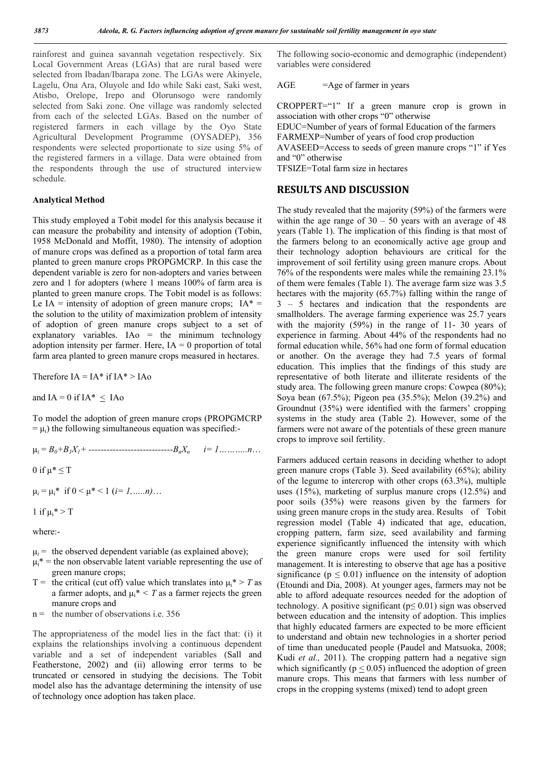rainforest and guinea savannah vegetation respectively. Six Local Government Areas (LGAs) that are rural based were selected from Ibadan/Ibarapa zone. The LGAs were Akinyele, Lagelu, Ona Ara, Oluyole and Ido while Saki east, Saki west, Atisbo, Orelope, Irepo and Olorunsogo were randomly selected from Saki zone. One village was randomly selected from each of the selected LGAs. Based on the number of registered farmers in each village by the Oyo State Agricultural Development Programme (OYSADEP), 356 respondents were selected proportionate to size using 5% of the registered farmers in a village. Data were obtained from the respondents through the use of structured interview schedule.

**Analytical Method**

This study employed a Tobit model for this analysis because it can measure the probability and intensity of adoption (Tobin, 1958 McDonald and Moffit, 1980). The intensity of adoption of manure crops was defined as a proportion of total farm area planted to green manure crops PROPGMCRP. In this case the dependent variable is zero for non-adopters and varies between zero and 1 for adopters (where 1 means 100% of farm area is planted to green manure crops. The Tobit model is as follows: Le IA = intensity of adoption of green manure crops; IA* = the solution to the utility of maximization problem of intensity of adoption of green manure crops subject to a set of explanatory variables. IAo = the minimum technology adoption intensity per farmer. Here, IA = 0 proportion of total farm area planted to green manure crops measured in hectares.

Therefore $IA = IA^*$ if $IA^* > IAo$

and $IA = 0$ if $IA^* \leq IAo$

To model the adoption of green manure crops (PROPGMCRP $= \mu_i$) the following simultaneous equation was specified:-

$\mu_i = B_0 + B_1X_1 +$ ----------------------------$B_nX_n$ $\quad i = 1 \ldots\ldots\ldots n \ldots$

$0$ if $\mu^* \leq T$

$\mu_i = \mu_i^*$ if $0 < \mu^* < 1$ $(i = 1, \ldots.. n) \ldots$

$1$ if $\mu_i^* > T$

where:-

- $\mu_i$ = the observed dependent variable (as explained above);
- $\mu_i^*$ = the non observable latent variable representing the use of green manure crops;
- T = the critical (cut off) value which translates into $\mu_i^* > T$ as a farmer adopts, and $\mu_i^* < T$ as a farmer rejects the green manure crops and
- n = the number of observations i.e. 356

The appropriateness of the model lies in the fact that: (i) it explains the relationships involving a continuous dependent variable and a set of independent variables (Sall and Featherstone, 2002) and (ii) allowing error terms to be truncated or censored in studying the decisions. The Tobit model also has the advantage determining the intensity of use of technology once adoption has taken place.

The following socio-economic and demographic (independent) variables were considered

AGE =Age of farmer in years

CROPPERT="1" If a green manure crop is grown in association with other crops "0" otherwise
EDUC=Number of years of formal Education of the farmers
FARMEXP=Number of years of food crop production
AVASEED=Access to seeds of green manure crops "1" if Yes and "0" otherwise
TFSIZE=Total farm size in hectares

## RESULTS AND DISCUSSION

The study revealed that the majority (59%) of the farmers were within the age range of 30 – 50 years with an average of 48 years (Table 1). The implication of this finding is that most of the farmers belong to an economically active age group and their technology adoption behaviours are critical for the improvement of soil fertility using green manure crops. About 76% of the respondents were males while the remaining 23.1% of them were females (Table 1). The average farm size was 3.5 hectares with the majority (65.7%) falling within the range of 3 – 5 hectares and indication that the respondents are smallholders. The average farming experience was 25.7 years with the majority (59%) in the range of 11- 30 years of experience in farming. About 44% of the respondents had no formal education while, 56% had one form of formal education or another. On the average they had 7.5 years of formal education. This implies that the findings of this study are representative of both literate and illiterate residents of the study area. The following green manure crops: Cowpea (80%); Soya bean (67.5%); Pigeon pea (35.5%); Melon (39.2%) and Groundnut (35%) were identified with the farmers' cropping systems in the study area (Table 2). However, some of the farmers were not aware of the potentials of these green manure crops to improve soil fertility.

Farmers adduced certain reasons in deciding whether to adopt green manure crops (Table 3). Seed availability (65%); ability of the legume to intercrop with other crops (63.3%), multiple uses (15%), marketing of surplus manure crops (12.5%) and poor soils (35%) were reasons given by the farmers for using green manure crops in the study area. Results of Tobit regression model (Table 4) indicated that age, education, cropping pattern, farm size, seed availability and farming experience significantly influenced the intensity with which the green manure crops were used for soil fertility management. It is interesting to observe that age has a positive significance ($p \leq 0.01$) influence on the intensity of adoption (Etoundi and Dia, 2008). At younger ages, farmers may not be able to afford adequate resources needed for the adoption of technology. A positive significant ($p \leq 0.01$) sign was observed between education and the intensity of adoption. This implies that highly educated farmers are expected to be more efficient to understand and obtain new technologies in a shorter period of time than uneducated people (Paudel and Matsuoka, 2008; Kudi *et al.,* 2011). The cropping pattern had a negative sign which significantly ($p \leq 0.05$) influenced the adoption of green manure crops. This means that farmers with less number of crops in the cropping systems (mixed) tend to adopt green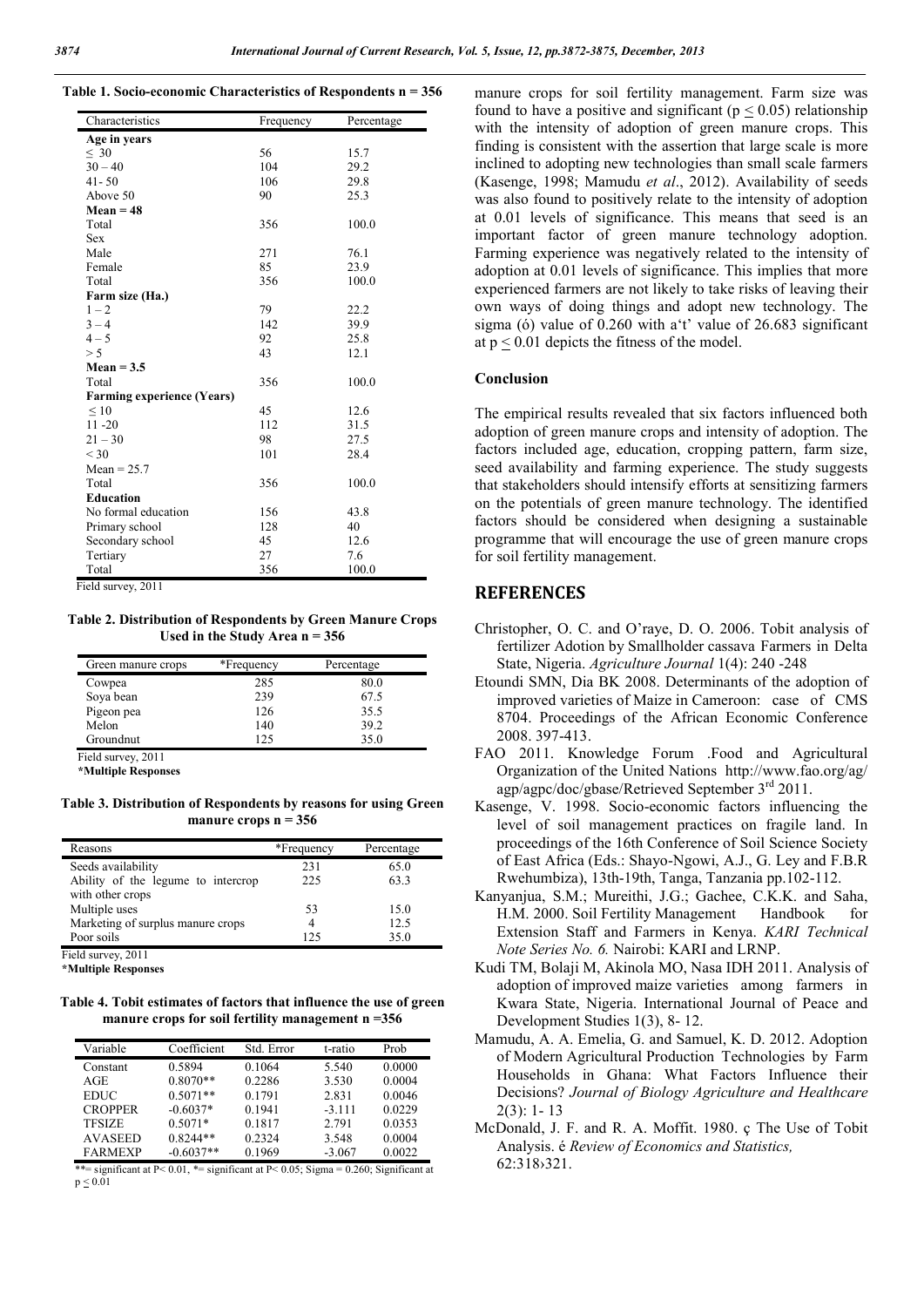**Table 1. Socio-economic Characteristics of Respondents n = 356**

| Characteristics | Frequency | Percentage |
|---|---|---|
| **Age in years** | | |
| ≤ 30 | 56 | 15.7 |
| 30 – 40 | 104 | 29.2 |
| 41- 50 | 106 | 29.8 |
| Above 50 | 90 | 25.3 |
| **Mean = 48** | | |
| Total | 356 | 100.0 |
| Sex | | |
| Male | 271 | 76.1 |
| Female | 85 | 23.9 |
| Total | 356 | 100.0 |
| **Farm size (Ha.)** | | |
| 1 – 2 | 79 | 22.2 |
| 3 – 4 | 142 | 39.9 |
| 4 – 5 | 92 | 25.8 |
| > 5 | 43 | 12.1 |
| **Mean = 3.5** | | |
| Total | 356 | 100.0 |
| **Farming experience (Years)** | | |
| ≤ 10 | 45 | 12.6 |
| 11 -20 | 112 | 31.5 |
| 21 – 30 | 98 | 27.5 |
| < 30 | 101 | 28.4 |
| Mean = 25.7 | | |
| Total | 356 | 100.0 |
| **Education** | | |
| No formal education | 156 | 43.8 |
| Primary school | 128 | 40 |
| Secondary school | 45 | 12.6 |
| Tertiary | 27 | 7.6 |
| Total | 356 | 100.0 |

Field survey, 2011

**Table 2. Distribution of Respondents by Green Manure Crops Used in the Study Area n = 356**

| Green manure crops | *Frequency | Percentage |
|---|---|---|
| Cowpea | 285 | 80.0 |
| Soya bean | 239 | 67.5 |
| Pigeon pea | 126 | 35.5 |
| Melon | 140 | 39.2 |
| Groundnut | 125 | 35.0 |

Field survey, 2011

**\*Multiple Responses**

**Table 3. Distribution of Respondents by reasons for using Green manure crops n = 356**

| Reasons | *Frequency | Percentage |
|---|---|---|
| Seeds availability | 231 | 65.0 |
| Ability of the legume to intercrop with other crops | 225 | 63.3 |
| Multiple uses | 53 | 15.0 |
| Marketing of surplus manure crops | 4 | 12.5 |
| Poor soils | 125 | 35.0 |

Field survey, 2011

**\*Multiple Responses**

**Table 4. Tobit estimates of factors that influence the use of green manure crops for soil fertility management n =356**

| Variable | Coefficient | Std. Error | t-ratio | Prob |
|---|---|---|---|---|
| Constant | 0.5894 | 0.1064 | 5.540 | 0.0000 |
| AGE | 0.8070** | 0.2286 | 3.530 | 0.0004 |
| EDUC | 0.5071** | 0.1791 | 2.831 | 0.0046 |
| CROPPER | -0.6037* | 0.1941 | -3.111 | 0.0229 |
| TFSIZE | 0.5071* | 0.1817 | 2.791 | 0.0353 |
| AVASEED | 0.8244** | 0.2324 | 3.548 | 0.0004 |
| FARMEXP | -0.6037** | 0.1969 | -3.067 | 0.0022 |

**= significant at $P< 0.01$, *= significant at $P< 0.05$; Sigma = 0.260; Significant at $p \leq 0.01$

manure crops for soil fertility management. Farm size was found to have a positive and significant ($p \leq 0.05$) relationship with the intensity of adoption of green manure crops. This finding is consistent with the assertion that large scale is more inclined to adopting new technologies than small scale farmers (Kasenge, 1998; Mamudu *et al*., 2012). Availability of seeds was also found to positively relate to the intensity of adoption at 0.01 levels of significance. This means that seed is an important factor of green manure technology adoption. Farming experience was negatively related to the intensity of adoption at 0.01 levels of significance. This implies that more experienced farmers are not likely to take risks of leaving their own ways of doing things and adopt new technology. The sigma (ó) value of 0.260 with a't' value of 26.683 significant at $p \leq 0.01$ depicts the fitness of the model.

## Conclusion

The empirical results revealed that six factors influenced both adoption of green manure crops and intensity of adoption. The factors included age, education, cropping pattern, farm size, seed availability and farming experience. The study suggests that stakeholders should intensify efforts at sensitizing farmers on the potentials of green manure technology. The identified factors should be considered when designing a sustainable programme that will encourage the use of green manure crops for soil fertility management.

## REFERENCES

Christopher, O. C. and O'raye, D. O. 2006. Tobit analysis of fertilizer Adotion by Smallholder cassava Farmers in Delta State, Nigeria. *Agriculture Journal* 1(4): 240 -248

Etoundi SMN, Dia BK 2008. Determinants of the adoption of improved varieties of Maize in Cameroon: case of CMS 8704. Proceedings of the African Economic Conference 2008. 397-413.

FAO 2011. Knowledge Forum .Food and Agricultural Organization of the United Nations http://www.fao.org/ag/agp/agpc/doc/gbase/Retrieved September 3rd 2011.

Kasenge, V. 1998. Socio-economic factors influencing the level of soil management practices on fragile land. In proceedings of the 16th Conference of Soil Science Society of East Africa (Eds.: Shayo-Ngowi, A.J., G. Ley and F.B.R Rwehumbiza), 13th-19th, Tanga, Tanzania pp.102-112.

Kanyanjua, S.M.; Mureithi, J.G.; Gachee, C.K.K. and Saha, H.M. 2000. Soil Fertility Management Handbook for Extension Staff and Farmers in Kenya. *KARI Technical Note Series No. 6.* Nairobi: KARI and LRNP.

Kudi TM, Bolaji M, Akinola MO, Nasa IDH 2011. Analysis of adoption of improved maize varieties among farmers in Kwara State, Nigeria. International Journal of Peace and Development Studies 1(3), 8- 12.

Mamudu, A. A. Emelia, G. and Samuel, K. D. 2012. Adoption of Modern Agricultural Production Technologies by Farm Households in Ghana: What Factors Influence their Decisions? *Journal of Biology Agriculture and Healthcare* 2(3): 1- 13

McDonald, J. F. and R. A. Moffit. 1980. ç The Use of Tobit Analysis. é *Review of Economics and Statistics,* 62:318›321.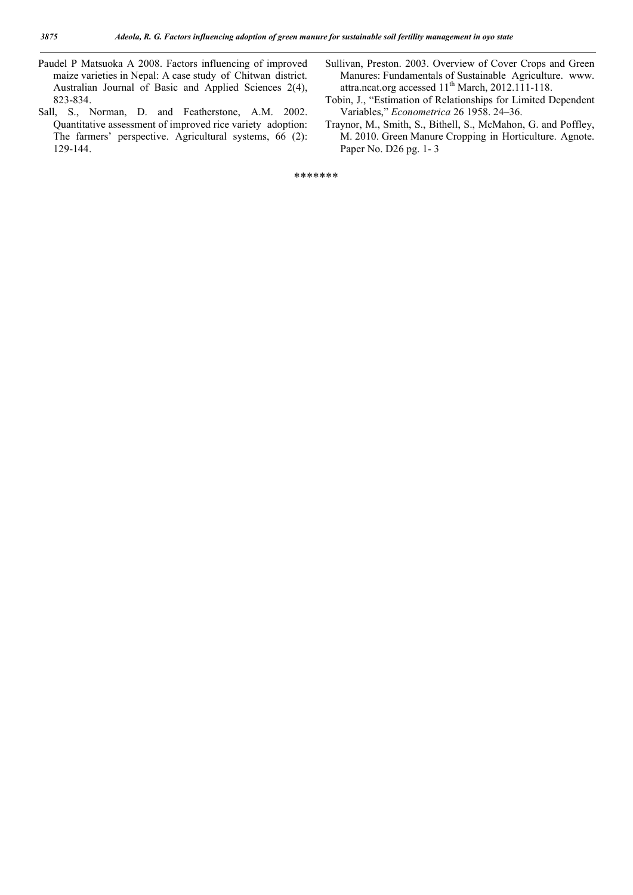Paudel P Matsuoka A 2008. Factors influencing of improved maize varieties in Nepal: A case study of Chitwan district. Australian Journal of Basic and Applied Sciences 2(4), 823-834.

Sall, S., Norman, D. and Featherstone, A.M. 2002. Quantitative assessment of improved rice variety adoption: The farmers' perspective. Agricultural systems, 66 (2): 129-144.

Sullivan, Preston. 2003. Overview of Cover Crops and Green Manures: Fundamentals of Sustainable Agriculture. www. attra.ncat.org accessed 11th March, 2012.111-118.

Tobin, J., "Estimation of Relationships for Limited Dependent Variables," *Econometrica* 26 1958. 24–36.

Traynor, M., Smith, S., Bithell, S., McMahon, G. and Poffley, M. 2010. Green Manure Cropping in Horticulture. Agnote. Paper No. D26 pg. 1- 3

*******